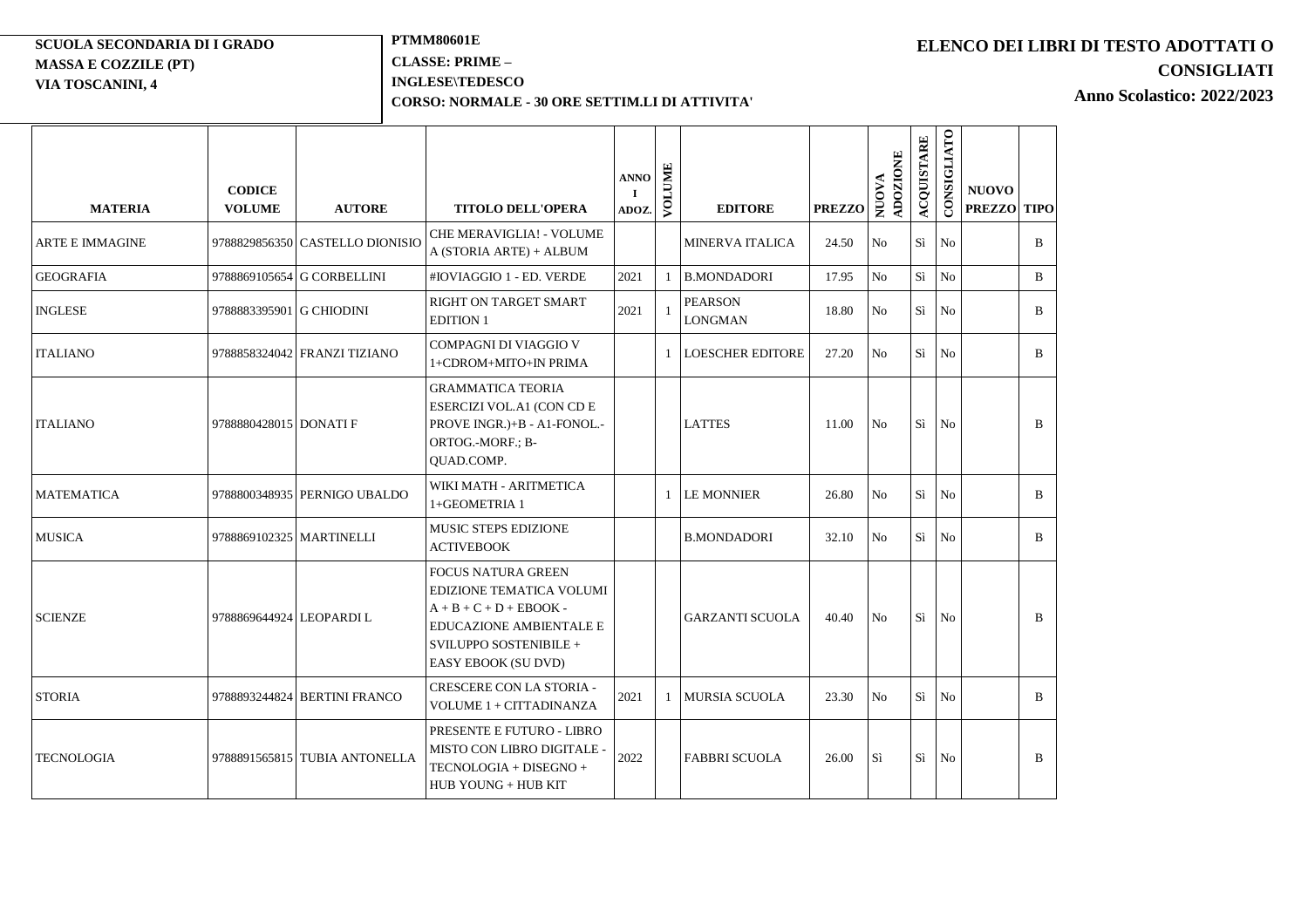**SCUOLA SECONDARIA DI I GRADO**
**MASSA E COZZILE (PT)**
**VIA TOSCANINI, 4**

**PTMM80601E**
**CLASSE: PRIME –**
**INGLESE\TEDESCO**
**CORSO: NORMALE - 30 ORE SETTIM.LI DI ATTIVITA'**

# ELENCO DEI LIBRI DI TESTO ADOTTATI O CONSIGLIATI

**Anno Scolastico: 2022/2023**

| MATERIA | CODICE VOLUME | AUTORE | TITOLO DELL'OPERA | ANNO I ADOZ. | VOLUME | EDITORE | PREZZO | NUOVA ADOZIONE | ACQUISTARE | CONSIGLIATO | NUOVO PREZZO | TIPO |
|---|---|---|---|---|---|---|---|---|---|---|---|---|
| ARTE E IMMAGINE | 9788829856350 | CASTELLO DIONISIO | CHE MERAVIGLIA! - VOLUME A (STORIA ARTE) + ALBUM | | | MINERVA ITALICA | 24.50 | No | Sì | No | | B |
| GEOGRAFIA | 9788869105654 | G CORBELLINI | #IOVIAGGIO 1 - ED. VERDE | 2021 | 1 | B.MONDADORI | 17.95 | No | Sì | No | | B |
| INGLESE | 9788883395901 | G CHIODINI | RIGHT ON TARGET SMART EDITION 1 | 2021 | 1 | PEARSON LONGMAN | 18.80 | No | Sì | No | | B |
| ITALIANO | 9788858324042 | FRANZI TIZIANO | COMPAGNI DI VIAGGIO V 1+CDROM+MITO+IN PRIMA | | 1 | LOESCHER EDITORE | 27.20 | No | Sì | No | | B |
| ITALIANO | 9788880428015 | DONATI F | GRAMMATICA TEORIA ESERCIZI VOL.A1 (CON CD E PROVE INGR.)+B - A1-FONOL.-ORTOG.-MORF.; B-QUAD.COMP. | | | LATTES | 11.00 | No | Sì | No | | B |
| MATEMATICA | 9788800348935 | PERNIGO UBALDO | WIKI MATH - ARITMETICA 1+GEOMETRIA 1 | | 1 | LE MONNIER | 26.80 | No | Sì | No | | B |
| MUSICA | 9788869102325 | MARTINELLI | MUSIC STEPS EDIZIONE ACTIVEBOOK | | | B.MONDADORI | 32.10 | No | Sì | No | | B |
| SCIENZE | 9788869644924 | LEOPARDI L | FOCUS NATURA GREEN EDIZIONE TEMATICA VOLUMI A + B + C + D + EBOOK - EDUCAZIONE AMBIENTALE E SVILUPPO SOSTENIBILE + EASY EBOOK (SU DVD) | | | GARZANTI SCUOLA | 40.40 | No | Sì | No | | B |
| STORIA | 9788893244824 | BERTINI FRANCO | CRESCERE CON LA STORIA - VOLUME 1 + CITTADINANZA | 2021 | 1 | MURSIA SCUOLA | 23.30 | No | Sì | No | | B |
| TECNOLOGIA | 9788891565815 | TUBIA ANTONELLA | PRESENTE E FUTURO - LIBRO MISTO CON LIBRO DIGITALE - TECNOLOGIA + DISEGNO + HUB YOUNG + HUB KIT | 2022 | | FABBRI SCUOLA | 26.00 | Sì | Sì | No | | B |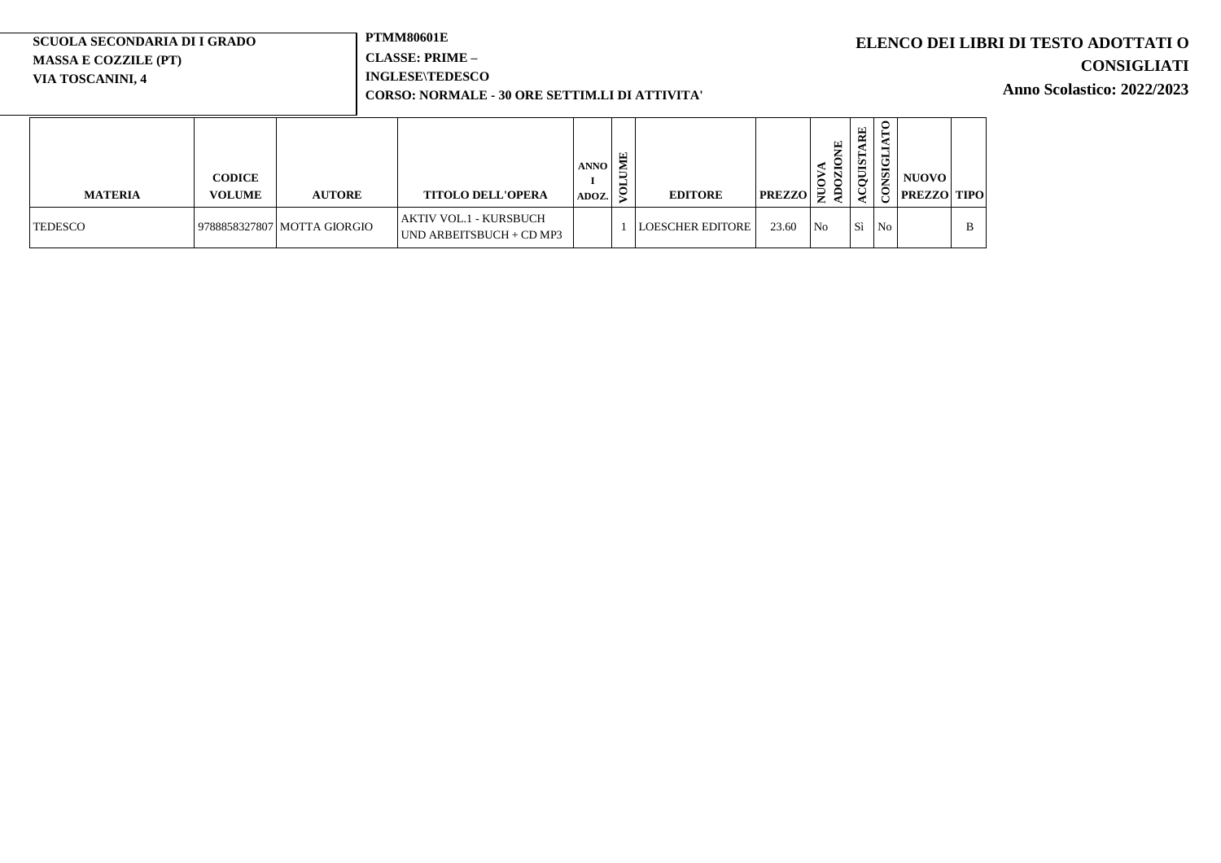**SCUOLA SECONDARIA DI I GRADO**
**MASSA E COZZILE (PT)**
**VIA TOSCANINI, 4**

**PTMM80601E**
**CLASSE: PRIME –**
**INGLESE\TEDESCO**
**CORSO: NORMALE - 30 ORE SETTIM.LI DI ATTIVITA'**

# ELENCO DEI LIBRI DI TESTO ADOTTATI O CONSIGLIATI

**Anno Scolastico: 2022/2023**

| MATERIA | CODICE VOLUME | AUTORE | TITOLO DELL'OPERA | ANNO I ADOZ. | VOLUME | EDITORE | PREZZO | NUOVA ADOZIONE | ACQUISTARE | CONSIGLIATO | NUOVO PREZZO | TIPO |
|---|---|---|---|---|---|---|---|---|---|---|---|---|
| TEDESCO | 9788858327807 | MOTTA GIORGIO | AKTIV VOL.1 - KURSBUCH UND ARBEITSBUCH + CD MP3 | | 1 | LOESCHER EDITORE | 23.60 | No | Sì | No | | B |